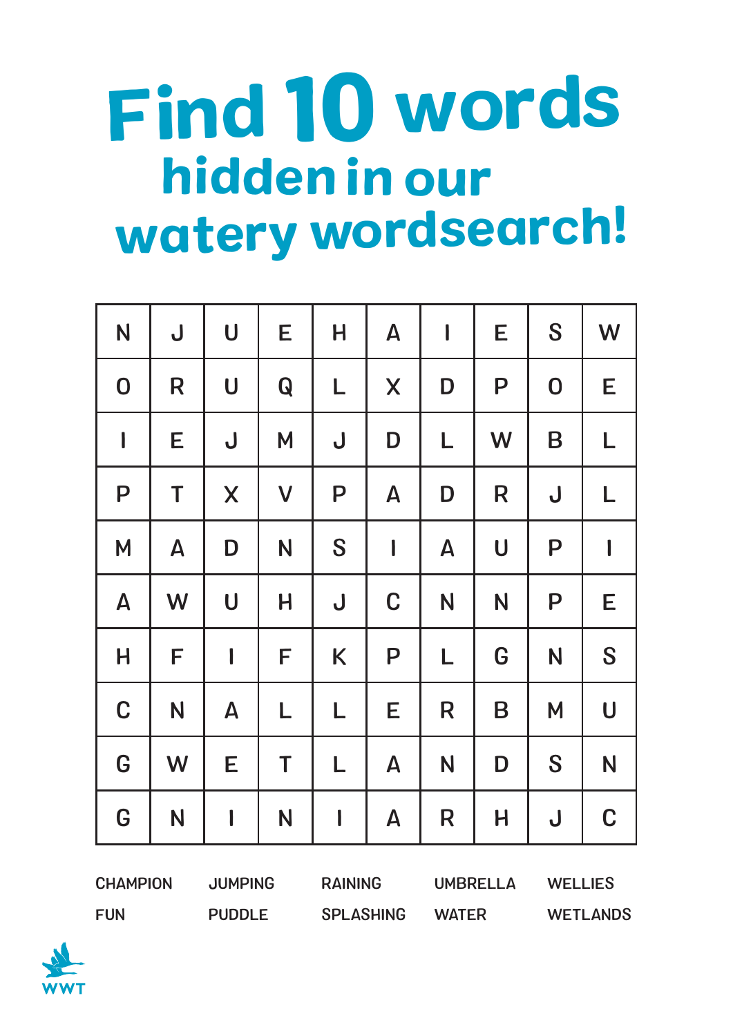# Find 10 words

## hidden in our watery wordsearch!

| N | J | U | E | H | A | I | E | S | W |
|---|---|---|---|---|---|---|---|---|---|
| O | R | U | Q | L | X | D | P | O | E |
| I | E | J | M | J | D | L | W | B | L |
| P | T | X | V | P | A | D | R | J | L |
| M | A | D | N | S | I | A | U | P | I |
| A | W | U | H | J | C | N | N | P | E |
| H | F | I | F | K | P | L | G | N | S |
| C | N | A | L | L | E | R | B | M | U |
| G | W | E | T | L | A | N | D | S | N |
| G | N | I | N | I | A | R | H | J | C |

CHAMPION, JUMPING, RAINING, UMBRELLA, WELLIES

FUN, PUDDLE, SPLASHING, WATER, WETLANDS

WWT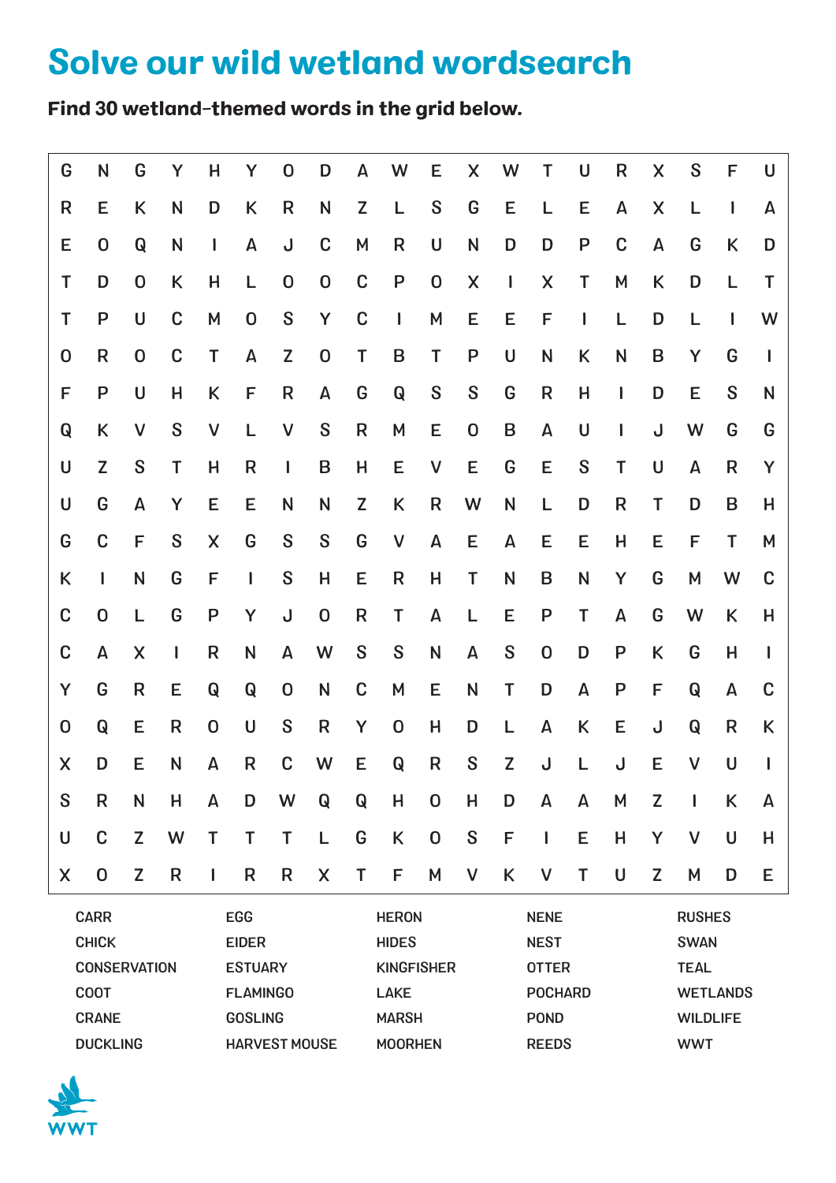# Solve our wild wetland wordsearch

**Find 30 wetland-themed words in the grid below.**

| | | | | | | | | | | | | | | | | | | | |
|---|---|---|---|---|---|---|---|---|---|---|---|---|---|---|---|---|---|---|---|
| G | N | G | Y | H | Y | O | D | A | W | E | X | W | T | U | R | X | S | F | U |
| R | E | K | N | D | K | R | N | Z | L | S | G | E | L | E | A | X | L | I | A |
| E | O | Q | N | I | A | J | C | M | R | U | N | D | D | P | C | A | G | K | D |
| T | D | O | K | H | L | O | O | C | P | O | X | I | X | T | M | K | D | L | T |
| T | P | U | C | M | O | S | Y | C | I | M | E | E | F | I | L | D | L | I | W |
| O | R | O | C | T | A | Z | O | T | B | T | P | U | N | K | N | B | Y | G | I |
| F | P | U | H | K | F | R | A | G | Q | S | S | G | R | H | I | D | E | S | N |
| Q | K | V | S | V | L | V | S | R | M | E | O | B | A | U | I | J | W | G | G |
| U | Z | S | T | H | R | I | B | H | E | V | E | G | E | S | T | U | A | R | Y |
| U | G | A | Y | E | E | N | N | Z | K | R | W | N | L | D | R | T | D | B | H |
| G | C | F | S | X | G | S | S | G | V | A | E | A | E | E | H | E | F | T | M |
| K | I | N | G | F | I | S | H | E | R | H | T | N | B | N | Y | G | M | W | C |
| C | O | L | G | P | Y | J | O | R | T | A | L | E | P | T | A | G | W | K | H |
| C | A | X | I | R | N | A | W | S | S | N | A | S | O | D | P | K | G | H | I |
| Y | G | R | E | Q | Q | O | N | C | M | E | N | T | D | A | P | F | Q | A | C |
| O | Q | E | R | O | U | S | R | Y | O | H | D | L | A | K | E | J | Q | R | K |
| X | D | E | N | A | R | C | W | E | Q | R | S | Z | J | L | J | E | V | U | I |
| S | R | N | H | A | D | W | Q | Q | H | O | H | D | A | A | M | Z | I | K | A |
| U | C | Z | W | T | T | T | L | G | K | O | S | F | I | E | H | Y | V | U | H |
| X | O | Z | R | I | R | R | X | T | F | M | V | K | V | T | U | Z | M | D | E |

CARR
CHICK
CONSERVATION
COOT
CRANE
DUCKLING

EGG
EIDER
ESTUARY
FLAMINGO
GOSLING
HARVEST MOUSE

HERON
HIDES
KINGFISHER
LAKE
MARSH
MOORHEN

NENE
NEST
OTTER
POCHARD
POND
REEDS

RUSHES
SWAN
TEAL
WETLANDS
WILDLIFE
WWT